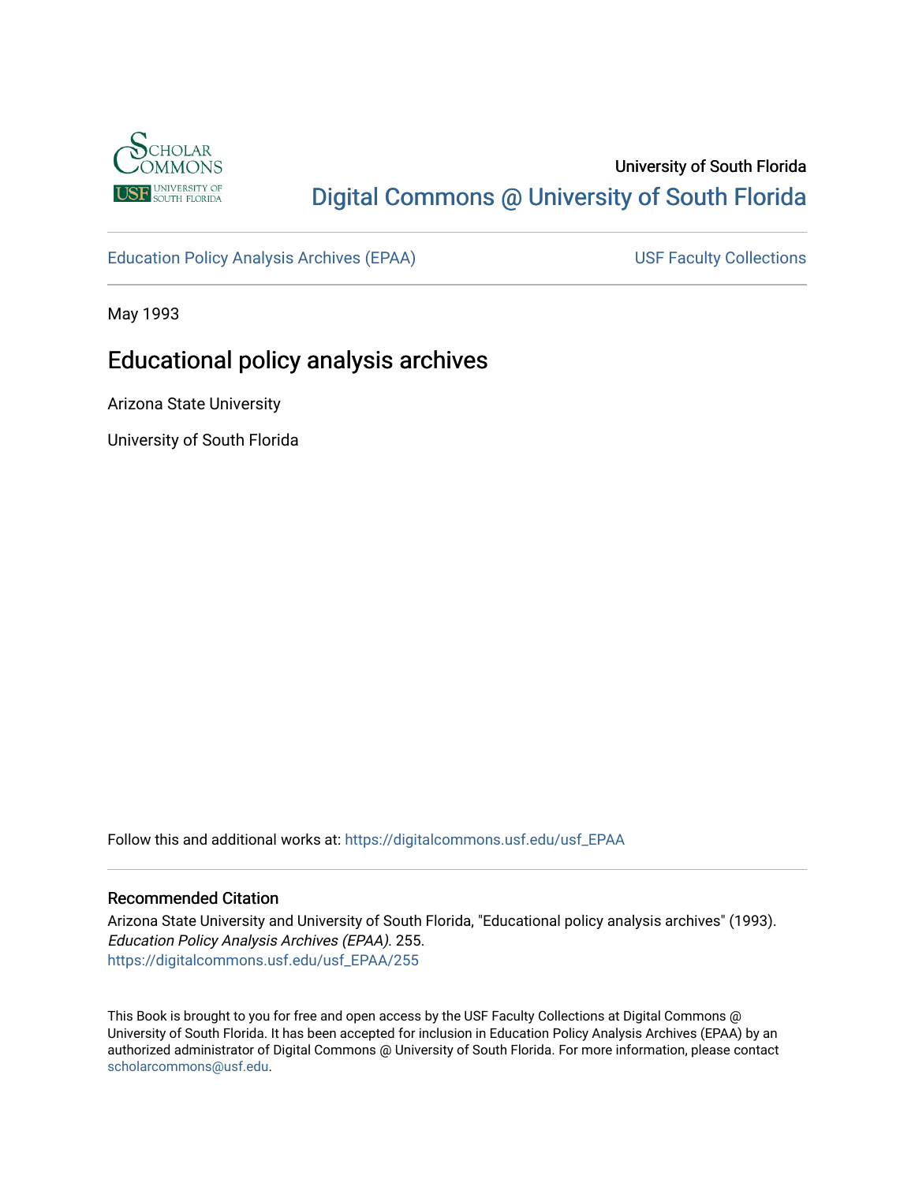University of South Florida

Digital Commons @ University of South Florida

Education Policy Analysis Archives (EPAA) | USF Faculty Collections

May 1993

# Educational policy analysis archives

Arizona State University

University of South Florida

Follow this and additional works at: https://digitalcommons.usf.edu/usf_EPAA

## Recommended Citation

Arizona State University and University of South Florida, "Educational policy analysis archives" (1993). *Education Policy Analysis Archives (EPAA)*. 255.
https://digitalcommons.usf.edu/usf_EPAA/255

This Book is brought to you for free and open access by the USF Faculty Collections at Digital Commons @ University of South Florida. It has been accepted for inclusion in Education Policy Analysis Archives (EPAA) by an authorized administrator of Digital Commons @ University of South Florida. For more information, please contact scholarcommons@usf.edu.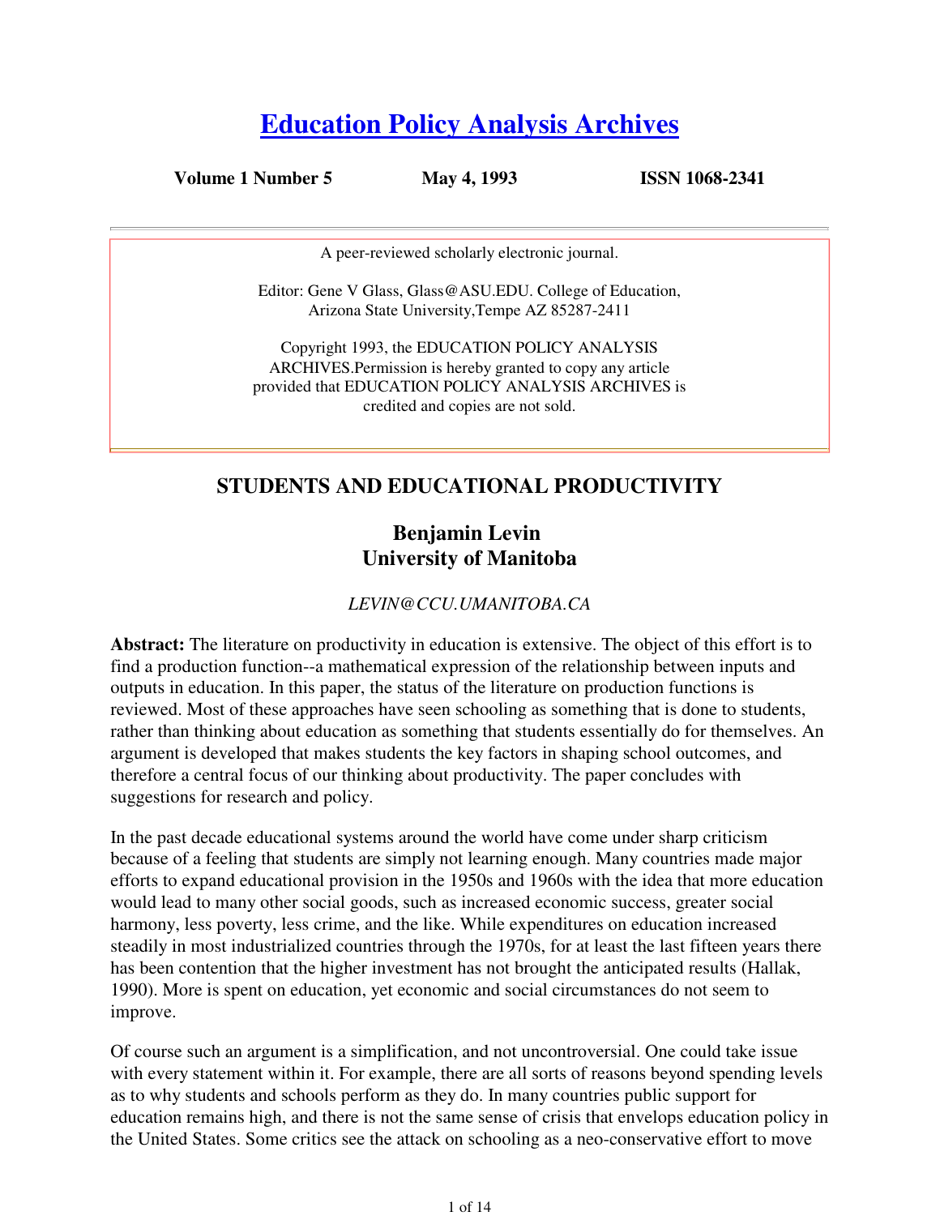# Education Policy Analysis Archives

**Volume 1 Number 5** **May 4, 1993** **ISSN 1068-2341**

A peer-reviewed scholarly electronic journal.

Editor: Gene V Glass, Glass@ASU.EDU. College of Education, Arizona State University,Tempe AZ 85287-2411

Copyright 1993, the EDUCATION POLICY ANALYSIS ARCHIVES.Permission is hereby granted to copy any article provided that EDUCATION POLICY ANALYSIS ARCHIVES is credited and copies are not sold.

## STUDENTS AND EDUCATIONAL PRODUCTIVITY

### Benjamin Levin
### University of Manitoba

*LEVIN@CCU.UMANITOBA.CA*

**Abstract:** The literature on productivity in education is extensive. The object of this effort is to find a production function--a mathematical expression of the relationship between inputs and outputs in education. In this paper, the status of the literature on production functions is reviewed. Most of these approaches have seen schooling as something that is done to students, rather than thinking about education as something that students essentially do for themselves. An argument is developed that makes students the key factors in shaping school outcomes, and therefore a central focus of our thinking about productivity. The paper concludes with suggestions for research and policy.

In the past decade educational systems around the world have come under sharp criticism because of a feeling that students are simply not learning enough. Many countries made major efforts to expand educational provision in the 1950s and 1960s with the idea that more education would lead to many other social goods, such as increased economic success, greater social harmony, less poverty, less crime, and the like. While expenditures on education increased steadily in most industrialized countries through the 1970s, for at least the last fifteen years there has been contention that the higher investment has not brought the anticipated results (Hallak, 1990). More is spent on education, yet economic and social circumstances do not seem to improve.

Of course such an argument is a simplification, and not uncontroversial. One could take issue with every statement within it. For example, there are all sorts of reasons beyond spending levels as to why students and schools perform as they do. In many countries public support for education remains high, and there is not the same sense of crisis that envelops education policy in the United States. Some critics see the attack on schooling as a neo-conservative effort to move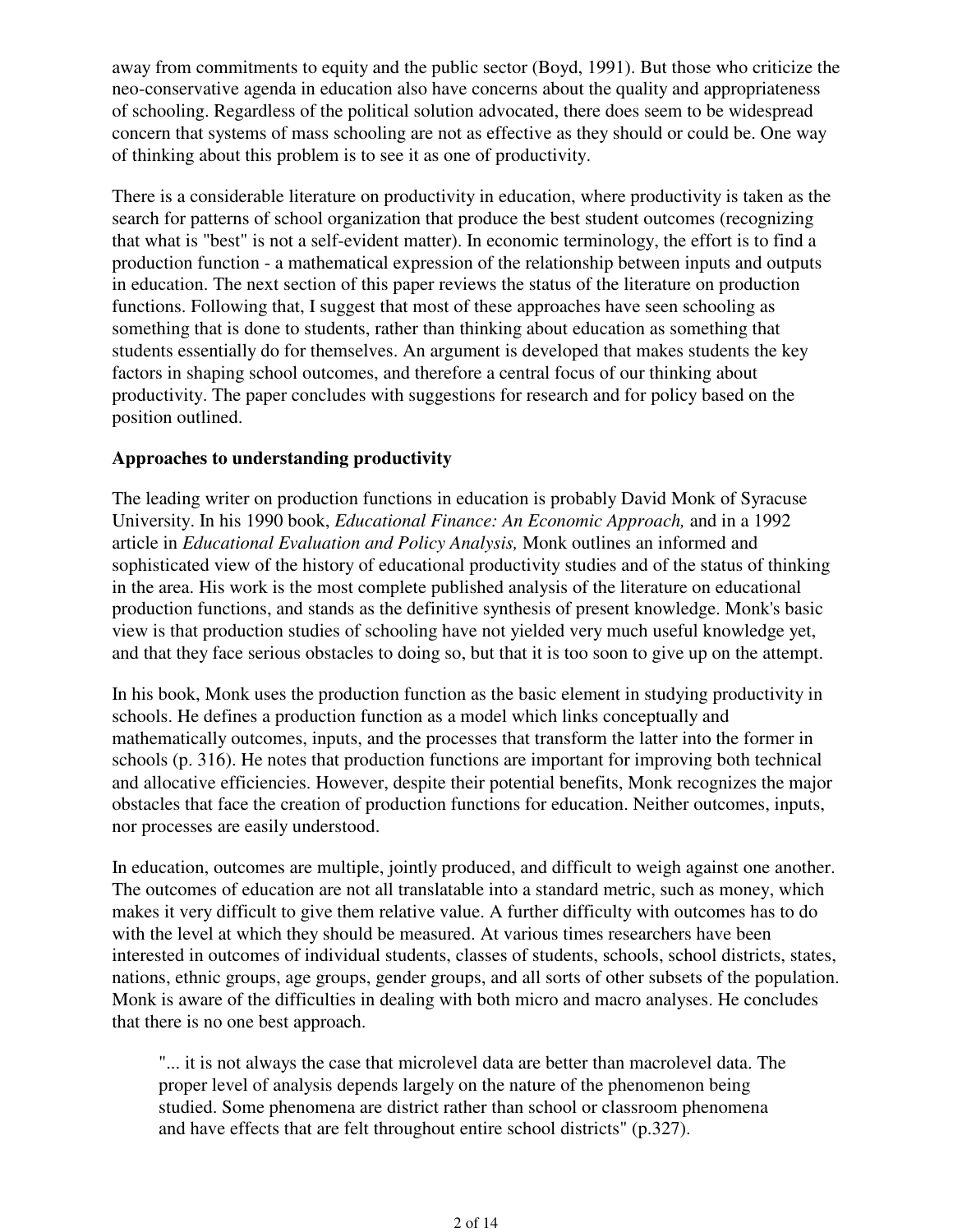away from commitments to equity and the public sector (Boyd, 1991). But those who criticize the neo-conservative agenda in education also have concerns about the quality and appropriateness of schooling. Regardless of the political solution advocated, there does seem to be widespread concern that systems of mass schooling are not as effective as they should or could be. One way of thinking about this problem is to see it as one of productivity.

There is a considerable literature on productivity in education, where productivity is taken as the search for patterns of school organization that produce the best student outcomes (recognizing that what is "best" is not a self-evident matter). In economic terminology, the effort is to find a production function - a mathematical expression of the relationship between inputs and outputs in education. The next section of this paper reviews the status of the literature on production functions. Following that, I suggest that most of these approaches have seen schooling as something that is done to students, rather than thinking about education as something that students essentially do for themselves. An argument is developed that makes students the key factors in shaping school outcomes, and therefore a central focus of our thinking about productivity. The paper concludes with suggestions for research and for policy based on the position outlined.

**Approaches to understanding productivity**

The leading writer on production functions in education is probably David Monk of Syracuse University. In his 1990 book, *Educational Finance: An Economic Approach,* and in a 1992 article in *Educational Evaluation and Policy Analysis,* Monk outlines an informed and sophisticated view of the history of educational productivity studies and of the status of thinking in the area. His work is the most complete published analysis of the literature on educational production functions, and stands as the definitive synthesis of present knowledge. Monk's basic view is that production studies of schooling have not yielded very much useful knowledge yet, and that they face serious obstacles to doing so, but that it is too soon to give up on the attempt.

In his book, Monk uses the production function as the basic element in studying productivity in schools. He defines a production function as a model which links conceptually and mathematically outcomes, inputs, and the processes that transform the latter into the former in schools (p. 316). He notes that production functions are important for improving both technical and allocative efficiencies. However, despite their potential benefits, Monk recognizes the major obstacles that face the creation of production functions for education. Neither outcomes, inputs, nor processes are easily understood.

In education, outcomes are multiple, jointly produced, and difficult to weigh against one another. The outcomes of education are not all translatable into a standard metric, such as money, which makes it very difficult to give them relative value. A further difficulty with outcomes has to do with the level at which they should be measured. At various times researchers have been interested in outcomes of individual students, classes of students, schools, school districts, states, nations, ethnic groups, age groups, gender groups, and all sorts of other subsets of the population. Monk is aware of the difficulties in dealing with both micro and macro analyses. He concludes that there is no one best approach.

> "... it is not always the case that microlevel data are better than macrolevel data. The proper level of analysis depends largely on the nature of the phenomenon being studied. Some phenomena are district rather than school or classroom phenomena and have effects that are felt throughout entire school districts" (p.327).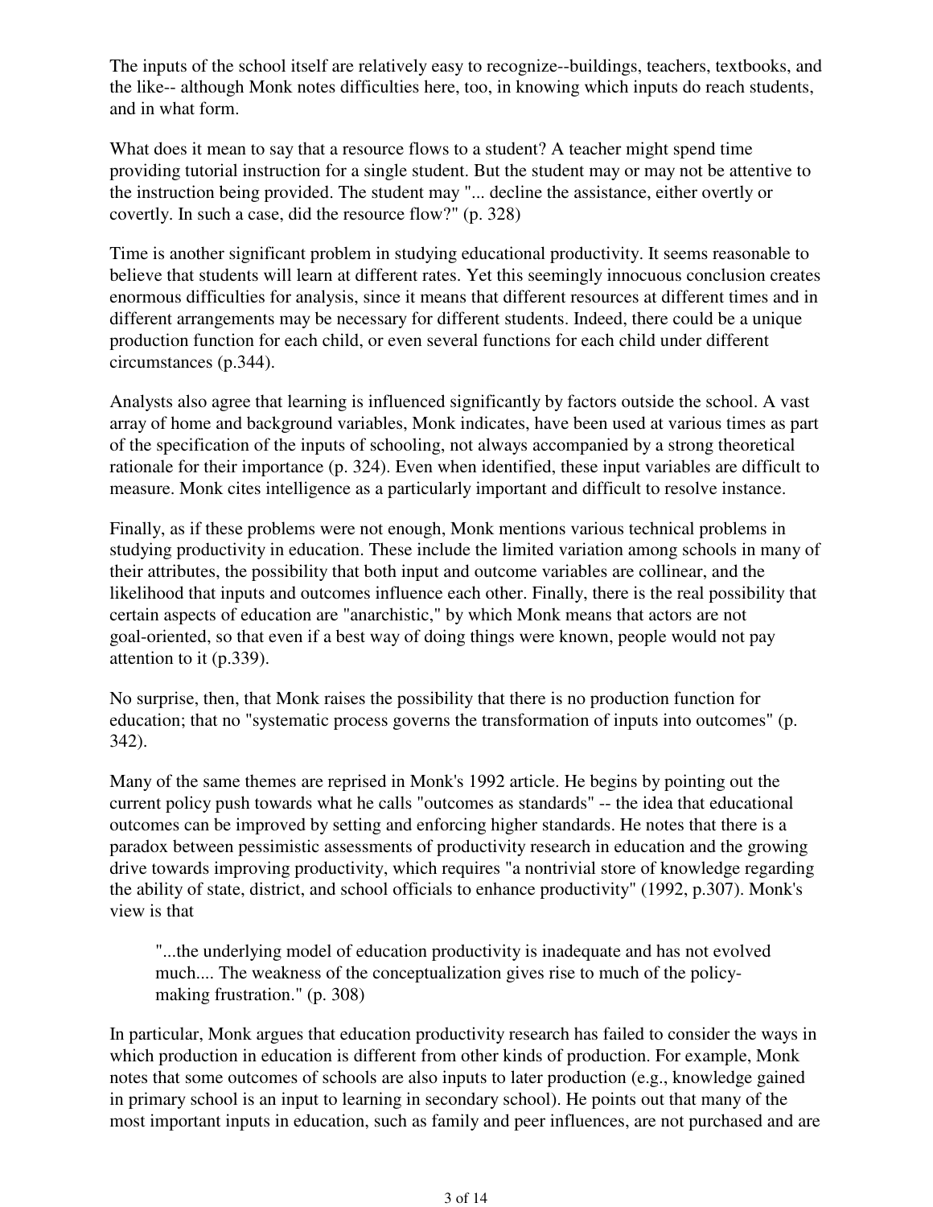The inputs of the school itself are relatively easy to recognize--buildings, teachers, textbooks, and the like-- although Monk notes difficulties here, too, in knowing which inputs do reach students, and in what form.

What does it mean to say that a resource flows to a student? A teacher might spend time providing tutorial instruction for a single student. But the student may or may not be attentive to the instruction being provided. The student may "... decline the assistance, either overtly or covertly. In such a case, did the resource flow?" (p. 328)

Time is another significant problem in studying educational productivity. It seems reasonable to believe that students will learn at different rates. Yet this seemingly innocuous conclusion creates enormous difficulties for analysis, since it means that different resources at different times and in different arrangements may be necessary for different students. Indeed, there could be a unique production function for each child, or even several functions for each child under different circumstances (p.344).

Analysts also agree that learning is influenced significantly by factors outside the school. A vast array of home and background variables, Monk indicates, have been used at various times as part of the specification of the inputs of schooling, not always accompanied by a strong theoretical rationale for their importance (p. 324). Even when identified, these input variables are difficult to measure. Monk cites intelligence as a particularly important and difficult to resolve instance.

Finally, as if these problems were not enough, Monk mentions various technical problems in studying productivity in education. These include the limited variation among schools in many of their attributes, the possibility that both input and outcome variables are collinear, and the likelihood that inputs and outcomes influence each other. Finally, there is the real possibility that certain aspects of education are "anarchistic," by which Monk means that actors are not goal-oriented, so that even if a best way of doing things were known, people would not pay attention to it (p.339).

No surprise, then, that Monk raises the possibility that there is no production function for education; that no "systematic process governs the transformation of inputs into outcomes" (p. 342).

Many of the same themes are reprised in Monk's 1992 article. He begins by pointing out the current policy push towards what he calls "outcomes as standards" -- the idea that educational outcomes can be improved by setting and enforcing higher standards. He notes that there is a paradox between pessimistic assessments of productivity research in education and the growing drive towards improving productivity, which requires "a nontrivial store of knowledge regarding the ability of state, district, and school officials to enhance productivity" (1992, p.307). Monk's view is that

> "...the underlying model of education productivity is inadequate and has not evolved much.... The weakness of the conceptualization gives rise to much of the policy-making frustration." (p. 308)

In particular, Monk argues that education productivity research has failed to consider the ways in which production in education is different from other kinds of production. For example, Monk notes that some outcomes of schools are also inputs to later production (e.g., knowledge gained in primary school is an input to learning in secondary school). He points out that many of the most important inputs in education, such as family and peer influences, are not purchased and are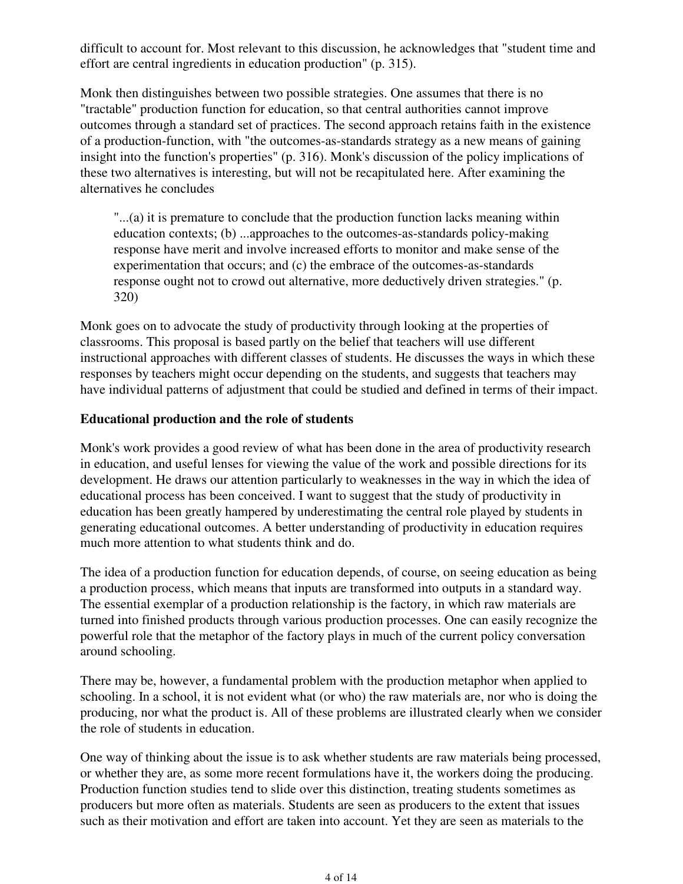difficult to account for. Most relevant to this discussion, he acknowledges that "student time and effort are central ingredients in education production" (p. 315).

Monk then distinguishes between two possible strategies. One assumes that there is no "tractable" production function for education, so that central authorities cannot improve outcomes through a standard set of practices. The second approach retains faith in the existence of a production-function, with "the outcomes-as-standards strategy as a new means of gaining insight into the function's properties" (p. 316). Monk's discussion of the policy implications of these two alternatives is interesting, but will not be recapitulated here. After examining the alternatives he concludes

> "...(a) it is premature to conclude that the production function lacks meaning within education contexts; (b) ...approaches to the outcomes-as-standards policy-making response have merit and involve increased efforts to monitor and make sense of the experimentation that occurs; and (c) the embrace of the outcomes-as-standards response ought not to crowd out alternative, more deductively driven strategies." (p. 320)

Monk goes on to advocate the study of productivity through looking at the properties of classrooms. This proposal is based partly on the belief that teachers will use different instructional approaches with different classes of students. He discusses the ways in which these responses by teachers might occur depending on the students, and suggests that teachers may have individual patterns of adjustment that could be studied and defined in terms of their impact.

**Educational production and the role of students**

Monk's work provides a good review of what has been done in the area of productivity research in education, and useful lenses for viewing the value of the work and possible directions for its development. He draws our attention particularly to weaknesses in the way in which the idea of educational process has been conceived. I want to suggest that the study of productivity in education has been greatly hampered by underestimating the central role played by students in generating educational outcomes. A better understanding of productivity in education requires much more attention to what students think and do.

The idea of a production function for education depends, of course, on seeing education as being a production process, which means that inputs are transformed into outputs in a standard way. The essential exemplar of a production relationship is the factory, in which raw materials are turned into finished products through various production processes. One can easily recognize the powerful role that the metaphor of the factory plays in much of the current policy conversation around schooling.

There may be, however, a fundamental problem with the production metaphor when applied to schooling. In a school, it is not evident what (or who) the raw materials are, nor who is doing the producing, nor what the product is. All of these problems are illustrated clearly when we consider the role of students in education.

One way of thinking about the issue is to ask whether students are raw materials being processed, or whether they are, as some more recent formulations have it, the workers doing the producing. Production function studies tend to slide over this distinction, treating students sometimes as producers but more often as materials. Students are seen as producers to the extent that issues such as their motivation and effort are taken into account. Yet they are seen as materials to the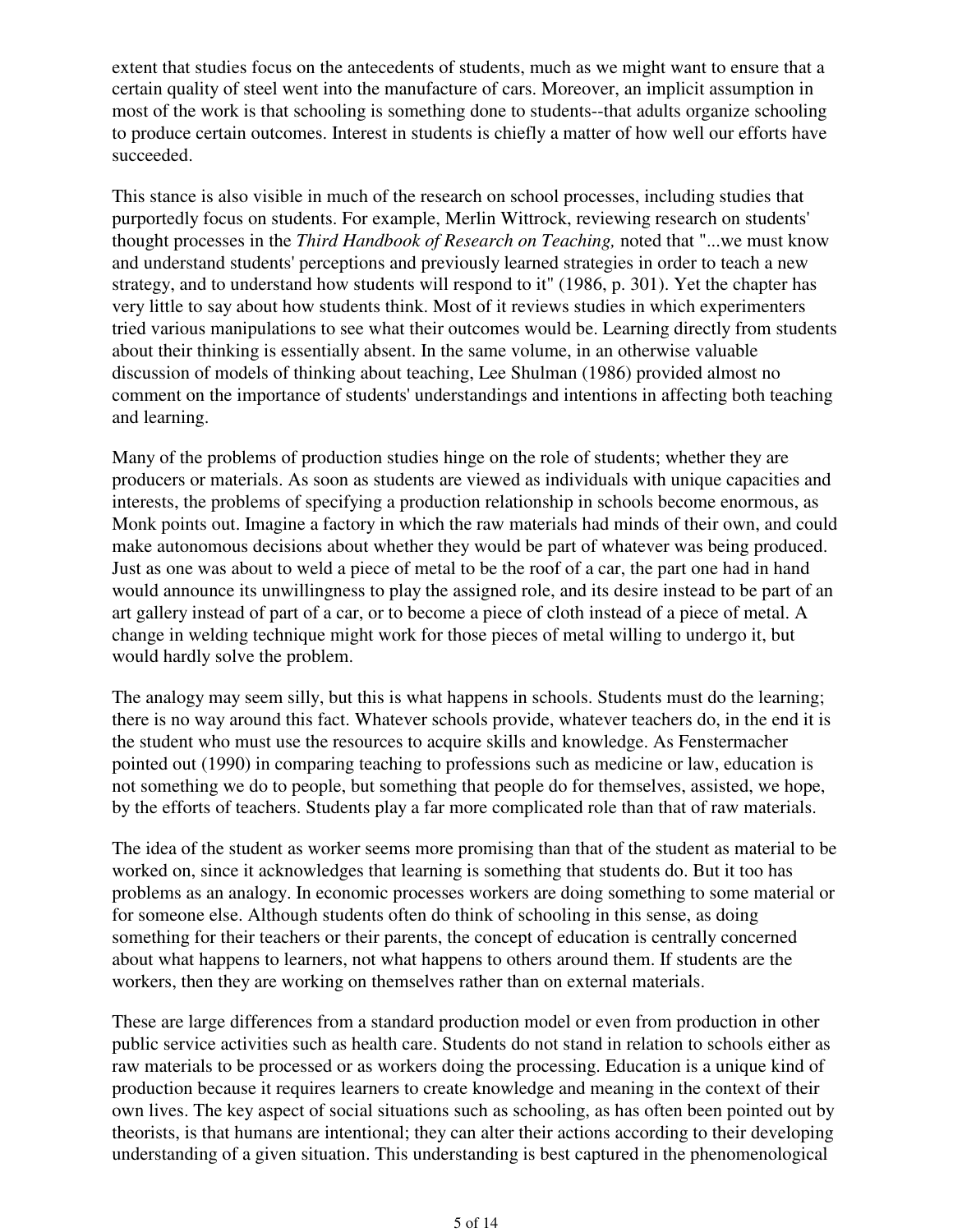extent that studies focus on the antecedents of students, much as we might want to ensure that a certain quality of steel went into the manufacture of cars. Moreover, an implicit assumption in most of the work is that schooling is something done to students--that adults organize schooling to produce certain outcomes. Interest in students is chiefly a matter of how well our efforts have succeeded.

This stance is also visible in much of the research on school processes, including studies that purportedly focus on students. For example, Merlin Wittrock, reviewing research on students' thought processes in the *Third Handbook of Research on Teaching,* noted that "...we must know and understand students' perceptions and previously learned strategies in order to teach a new strategy, and to understand how students will respond to it" (1986, p. 301). Yet the chapter has very little to say about how students think. Most of it reviews studies in which experimenters tried various manipulations to see what their outcomes would be. Learning directly from students about their thinking is essentially absent. In the same volume, in an otherwise valuable discussion of models of thinking about teaching, Lee Shulman (1986) provided almost no comment on the importance of students' understandings and intentions in affecting both teaching and learning.

Many of the problems of production studies hinge on the role of students; whether they are producers or materials. As soon as students are viewed as individuals with unique capacities and interests, the problems of specifying a production relationship in schools become enormous, as Monk points out. Imagine a factory in which the raw materials had minds of their own, and could make autonomous decisions about whether they would be part of whatever was being produced. Just as one was about to weld a piece of metal to be the roof of a car, the part one had in hand would announce its unwillingness to play the assigned role, and its desire instead to be part of an art gallery instead of part of a car, or to become a piece of cloth instead of a piece of metal. A change in welding technique might work for those pieces of metal willing to undergo it, but would hardly solve the problem.

The analogy may seem silly, but this is what happens in schools. Students must do the learning; there is no way around this fact. Whatever schools provide, whatever teachers do, in the end it is the student who must use the resources to acquire skills and knowledge. As Fenstermacher pointed out (1990) in comparing teaching to professions such as medicine or law, education is not something we do to people, but something that people do for themselves, assisted, we hope, by the efforts of teachers. Students play a far more complicated role than that of raw materials.

The idea of the student as worker seems more promising than that of the student as material to be worked on, since it acknowledges that learning is something that students do. But it too has problems as an analogy. In economic processes workers are doing something to some material or for someone else. Although students often do think of schooling in this sense, as doing something for their teachers or their parents, the concept of education is centrally concerned about what happens to learners, not what happens to others around them. If students are the workers, then they are working on themselves rather than on external materials.

These are large differences from a standard production model or even from production in other public service activities such as health care. Students do not stand in relation to schools either as raw materials to be processed or as workers doing the processing. Education is a unique kind of production because it requires learners to create knowledge and meaning in the context of their own lives. The key aspect of social situations such as schooling, as has often been pointed out by theorists, is that humans are intentional; they can alter their actions according to their developing understanding of a given situation. This understanding is best captured in the phenomenological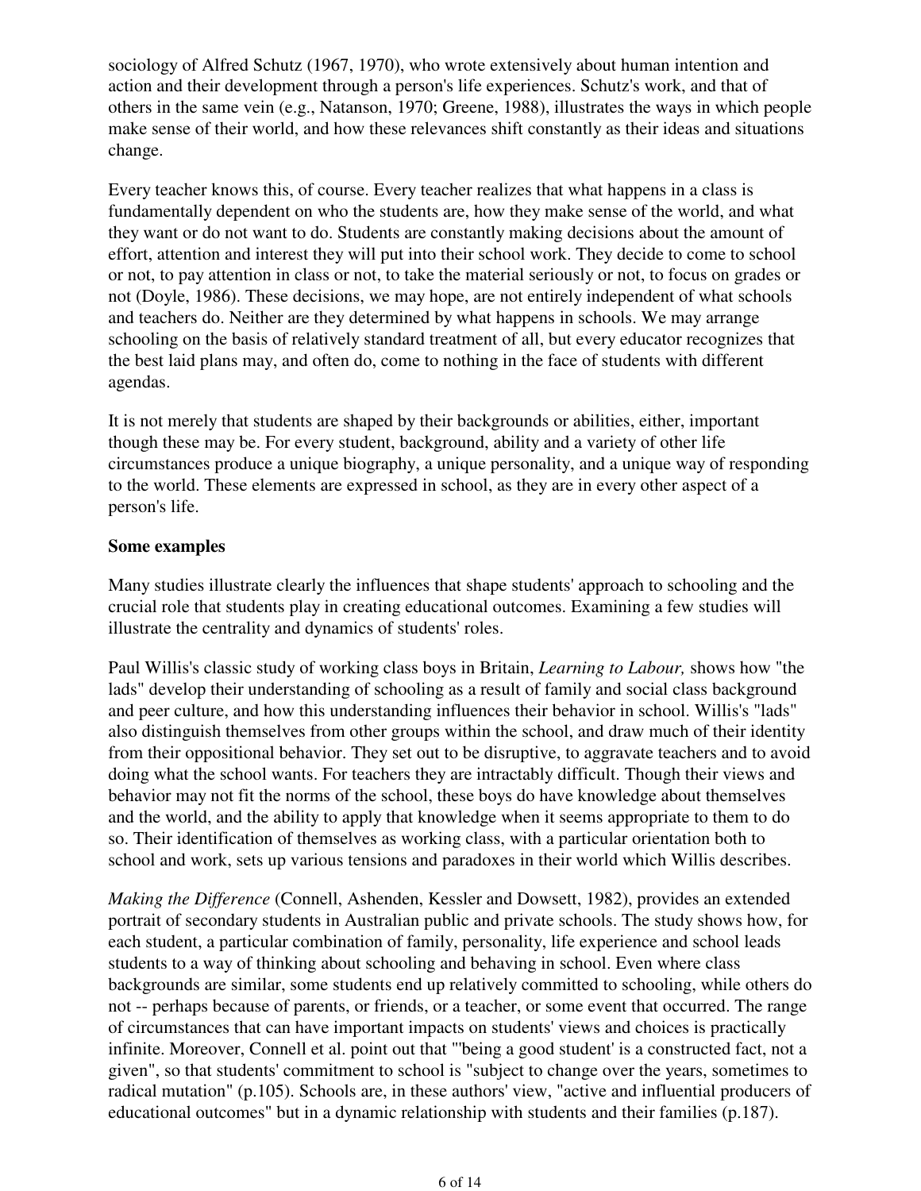sociology of Alfred Schutz (1967, 1970), who wrote extensively about human intention and action and their development through a person's life experiences. Schutz's work, and that of others in the same vein (e.g., Natanson, 1970; Greene, 1988), illustrates the ways in which people make sense of their world, and how these relevances shift constantly as their ideas and situations change.

Every teacher knows this, of course. Every teacher realizes that what happens in a class is fundamentally dependent on who the students are, how they make sense of the world, and what they want or do not want to do. Students are constantly making decisions about the amount of effort, attention and interest they will put into their school work. They decide to come to school or not, to pay attention in class or not, to take the material seriously or not, to focus on grades or not (Doyle, 1986). These decisions, we may hope, are not entirely independent of what schools and teachers do. Neither are they determined by what happens in schools. We may arrange schooling on the basis of relatively standard treatment of all, but every educator recognizes that the best laid plans may, and often do, come to nothing in the face of students with different agendas.

It is not merely that students are shaped by their backgrounds or abilities, either, important though these may be. For every student, background, ability and a variety of other life circumstances produce a unique biography, a unique personality, and a unique way of responding to the world. These elements are expressed in school, as they are in every other aspect of a person's life.

**Some examples**

Many studies illustrate clearly the influences that shape students' approach to schooling and the crucial role that students play in creating educational outcomes. Examining a few studies will illustrate the centrality and dynamics of students' roles.

Paul Willis's classic study of working class boys in Britain, *Learning to Labour,* shows how "the lads" develop their understanding of schooling as a result of family and social class background and peer culture, and how this understanding influences their behavior in school. Willis's "lads" also distinguish themselves from other groups within the school, and draw much of their identity from their oppositional behavior. They set out to be disruptive, to aggravate teachers and to avoid doing what the school wants. For teachers they are intractably difficult. Though their views and behavior may not fit the norms of the school, these boys do have knowledge about themselves and the world, and the ability to apply that knowledge when it seems appropriate to them to do so. Their identification of themselves as working class, with a particular orientation both to school and work, sets up various tensions and paradoxes in their world which Willis describes.

*Making the Difference* (Connell, Ashenden, Kessler and Dowsett, 1982), provides an extended portrait of secondary students in Australian public and private schools. The study shows how, for each student, a particular combination of family, personality, life experience and school leads students to a way of thinking about schooling and behaving in school. Even where class backgrounds are similar, some students end up relatively committed to schooling, while others do not -- perhaps because of parents, or friends, or a teacher, or some event that occurred. The range of circumstances that can have important impacts on students' views and choices is practically infinite. Moreover, Connell et al. point out that "'being a good student' is a constructed fact, not a given", so that students' commitment to school is "subject to change over the years, sometimes to radical mutation" (p.105). Schools are, in these authors' view, "active and influential producers of educational outcomes" but in a dynamic relationship with students and their families (p.187).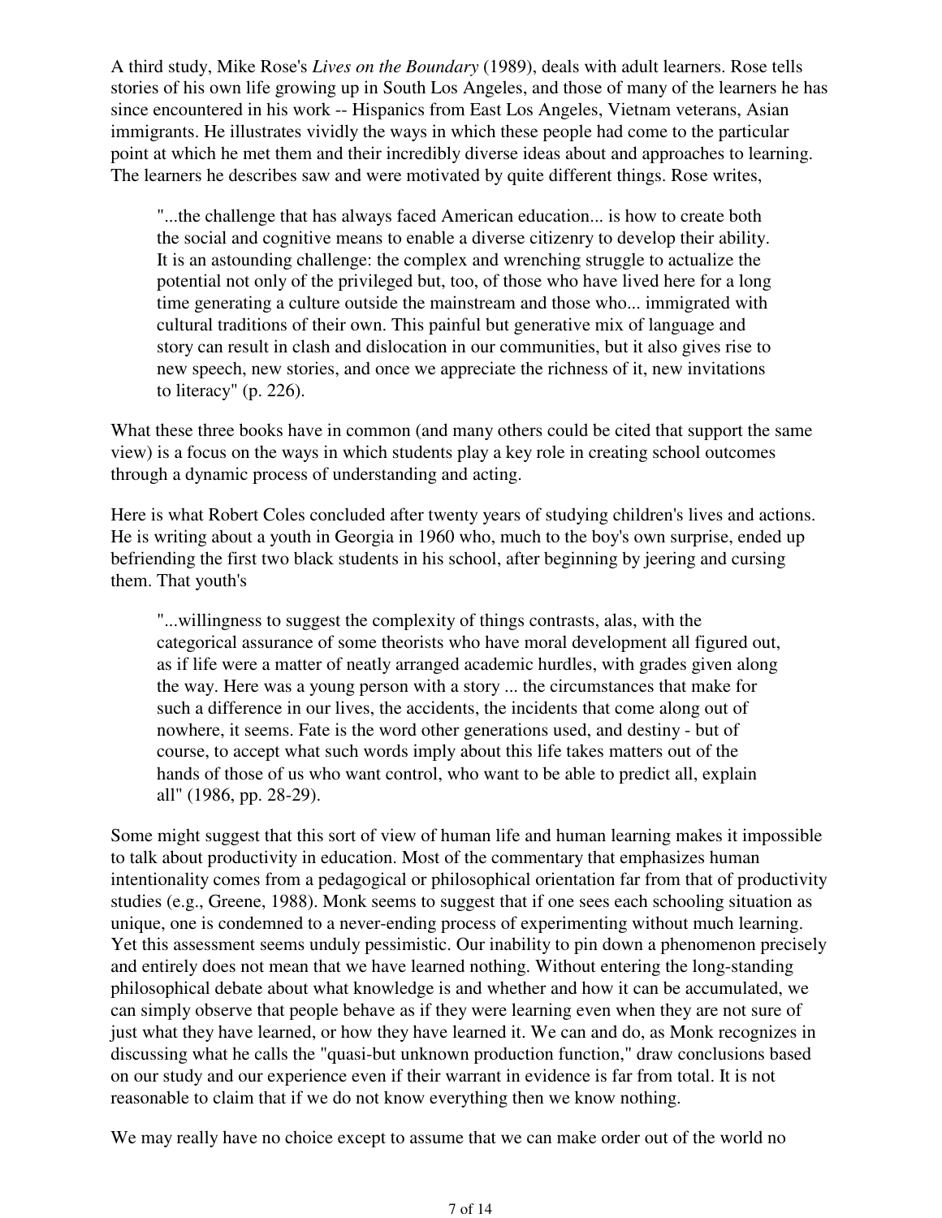A third study, Mike Rose's *Lives on the Boundary* (1989), deals with adult learners. Rose tells stories of his own life growing up in South Los Angeles, and those of many of the learners he has since encountered in his work -- Hispanics from East Los Angeles, Vietnam veterans, Asian immigrants. He illustrates vividly the ways in which these people had come to the particular point at which he met them and their incredibly diverse ideas about and approaches to learning. The learners he describes saw and were motivated by quite different things. Rose writes,

> "...the challenge that has always faced American education... is how to create both the social and cognitive means to enable a diverse citizenry to develop their ability. It is an astounding challenge: the complex and wrenching struggle to actualize the potential not only of the privileged but, too, of those who have lived here for a long time generating a culture outside the mainstream and those who... immigrated with cultural traditions of their own. This painful but generative mix of language and story can result in clash and dislocation in our communities, but it also gives rise to new speech, new stories, and once we appreciate the richness of it, new invitations to literacy" (p. 226).

What these three books have in common (and many others could be cited that support the same view) is a focus on the ways in which students play a key role in creating school outcomes through a dynamic process of understanding and acting.

Here is what Robert Coles concluded after twenty years of studying children's lives and actions. He is writing about a youth in Georgia in 1960 who, much to the boy's own surprise, ended up befriending the first two black students in his school, after beginning by jeering and cursing them. That youth's

> "...willingness to suggest the complexity of things contrasts, alas, with the categorical assurance of some theorists who have moral development all figured out, as if life were a matter of neatly arranged academic hurdles, with grades given along the way. Here was a young person with a story ... the circumstances that make for such a difference in our lives, the accidents, the incidents that come along out of nowhere, it seems. Fate is the word other generations used, and destiny - but of course, to accept what such words imply about this life takes matters out of the hands of those of us who want control, who want to be able to predict all, explain all" (1986, pp. 28-29).

Some might suggest that this sort of view of human life and human learning makes it impossible to talk about productivity in education. Most of the commentary that emphasizes human intentionality comes from a pedagogical or philosophical orientation far from that of productivity studies (e.g., Greene, 1988). Monk seems to suggest that if one sees each schooling situation as unique, one is condemned to a never-ending process of experimenting without much learning. Yet this assessment seems unduly pessimistic. Our inability to pin down a phenomenon precisely and entirely does not mean that we have learned nothing. Without entering the long-standing philosophical debate about what knowledge is and whether and how it can be accumulated, we can simply observe that people behave as if they were learning even when they are not sure of just what they have learned, or how they have learned it. We can and do, as Monk recognizes in discussing what he calls the "quasi-but unknown production function," draw conclusions based on our study and our experience even if their warrant in evidence is far from total. It is not reasonable to claim that if we do not know everything then we know nothing.

We may really have no choice except to assume that we can make order out of the world no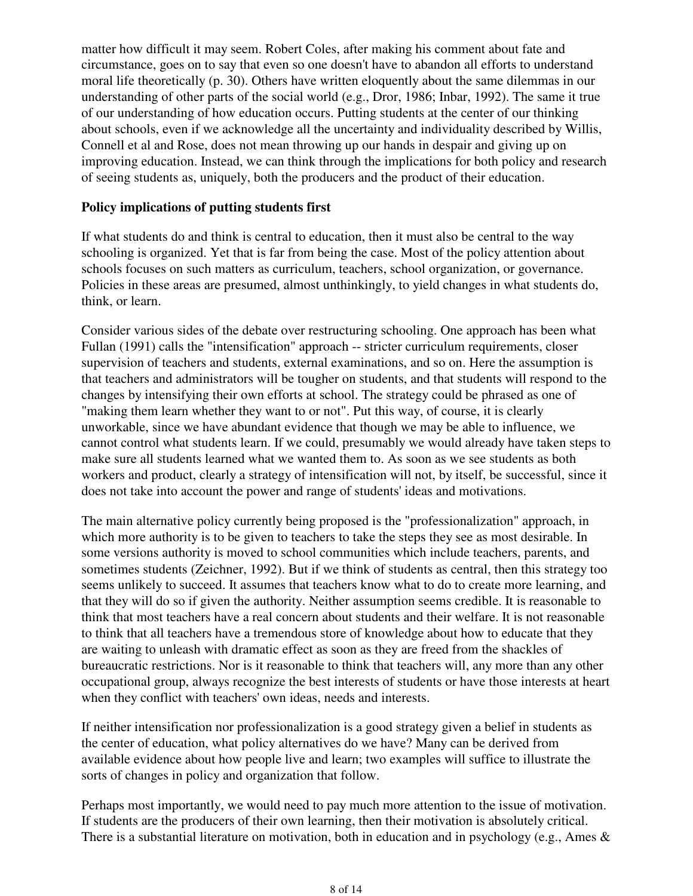matter how difficult it may seem. Robert Coles, after making his comment about fate and circumstance, goes on to say that even so one doesn't have to abandon all efforts to understand moral life theoretically (p. 30). Others have written eloquently about the same dilemmas in our understanding of other parts of the social world (e.g., Dror, 1986; Inbar, 1992). The same it true of our understanding of how education occurs. Putting students at the center of our thinking about schools, even if we acknowledge all the uncertainty and individuality described by Willis, Connell et al and Rose, does not mean throwing up our hands in despair and giving up on improving education. Instead, we can think through the implications for both policy and research of seeing students as, uniquely, both the producers and the product of their education.

**Policy implications of putting students first**

If what students do and think is central to education, then it must also be central to the way schooling is organized. Yet that is far from being the case. Most of the policy attention about schools focuses on such matters as curriculum, teachers, school organization, or governance. Policies in these areas are presumed, almost unthinkingly, to yield changes in what students do, think, or learn.

Consider various sides of the debate over restructuring schooling. One approach has been what Fullan (1991) calls the "intensification" approach -- stricter curriculum requirements, closer supervision of teachers and students, external examinations, and so on. Here the assumption is that teachers and administrators will be tougher on students, and that students will respond to the changes by intensifying their own efforts at school. The strategy could be phrased as one of "making them learn whether they want to or not". Put this way, of course, it is clearly unworkable, since we have abundant evidence that though we may be able to influence, we cannot control what students learn. If we could, presumably we would already have taken steps to make sure all students learned what we wanted them to. As soon as we see students as both workers and product, clearly a strategy of intensification will not, by itself, be successful, since it does not take into account the power and range of students' ideas and motivations.

The main alternative policy currently being proposed is the "professionalization" approach, in which more authority is to be given to teachers to take the steps they see as most desirable. In some versions authority is moved to school communities which include teachers, parents, and sometimes students (Zeichner, 1992). But if we think of students as central, then this strategy too seems unlikely to succeed. It assumes that teachers know what to do to create more learning, and that they will do so if given the authority. Neither assumption seems credible. It is reasonable to think that most teachers have a real concern about students and their welfare. It is not reasonable to think that all teachers have a tremendous store of knowledge about how to educate that they are waiting to unleash with dramatic effect as soon as they are freed from the shackles of bureaucratic restrictions. Nor is it reasonable to think that teachers will, any more than any other occupational group, always recognize the best interests of students or have those interests at heart when they conflict with teachers' own ideas, needs and interests.

If neither intensification nor professionalization is a good strategy given a belief in students as the center of education, what policy alternatives do we have? Many can be derived from available evidence about how people live and learn; two examples will suffice to illustrate the sorts of changes in policy and organization that follow.

Perhaps most importantly, we would need to pay much more attention to the issue of motivation. If students are the producers of their own learning, then their motivation is absolutely critical. There is a substantial literature on motivation, both in education and in psychology (e.g., Ames &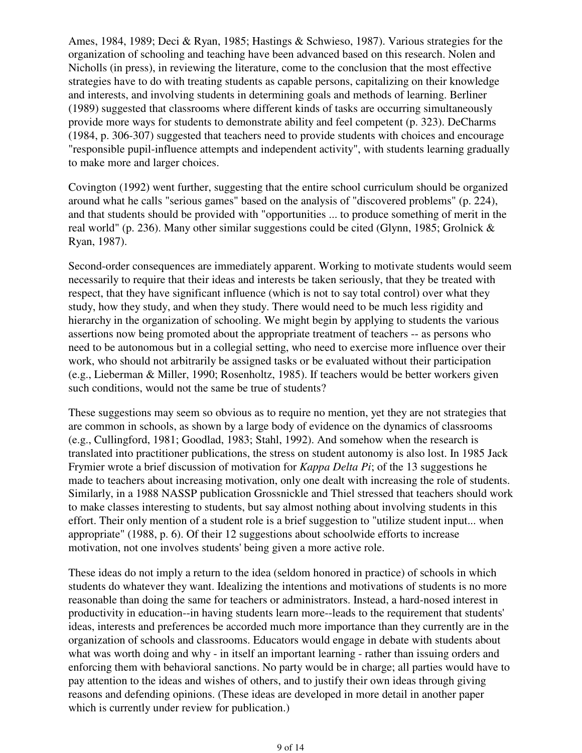Ames, 1984, 1989; Deci & Ryan, 1985; Hastings & Schwieso, 1987). Various strategies for the organization of schooling and teaching have been advanced based on this research. Nolen and Nicholls (in press), in reviewing the literature, come to the conclusion that the most effective strategies have to do with treating students as capable persons, capitalizing on their knowledge and interests, and involving students in determining goals and methods of learning. Berliner (1989) suggested that classrooms where different kinds of tasks are occurring simultaneously provide more ways for students to demonstrate ability and feel competent (p. 323). DeCharms (1984, p. 306-307) suggested that teachers need to provide students with choices and encourage "responsible pupil-influence attempts and independent activity", with students learning gradually to make more and larger choices.

Covington (1992) went further, suggesting that the entire school curriculum should be organized around what he calls "serious games" based on the analysis of "discovered problems" (p. 224), and that students should be provided with "opportunities ... to produce something of merit in the real world" (p. 236). Many other similar suggestions could be cited (Glynn, 1985; Grolnick & Ryan, 1987).

Second-order consequences are immediately apparent. Working to motivate students would seem necessarily to require that their ideas and interests be taken seriously, that they be treated with respect, that they have significant influence (which is not to say total control) over what they study, how they study, and when they study. There would need to be much less rigidity and hierarchy in the organization of schooling. We might begin by applying to students the various assertions now being promoted about the appropriate treatment of teachers -- as persons who need to be autonomous but in a collegial setting, who need to exercise more influence over their work, who should not arbitrarily be assigned tasks or be evaluated without their participation (e.g., Lieberman & Miller, 1990; Rosenholtz, 1985). If teachers would be better workers given such conditions, would not the same be true of students?

These suggestions may seem so obvious as to require no mention, yet they are not strategies that are common in schools, as shown by a large body of evidence on the dynamics of classrooms (e.g., Cullingford, 1981; Goodlad, 1983; Stahl, 1992). And somehow when the research is translated into practitioner publications, the stress on student autonomy is also lost. In 1985 Jack Frymier wrote a brief discussion of motivation for *Kappa Delta Pi*; of the 13 suggestions he made to teachers about increasing motivation, only one dealt with increasing the role of students. Similarly, in a 1988 NASSP publication Grossnickle and Thiel stressed that teachers should work to make classes interesting to students, but say almost nothing about involving students in this effort. Their only mention of a student role is a brief suggestion to "utilize student input... when appropriate" (1988, p. 6). Of their 12 suggestions about schoolwide efforts to increase motivation, not one involves students' being given a more active role.

These ideas do not imply a return to the idea (seldom honored in practice) of schools in which students do whatever they want. Idealizing the intentions and motivations of students is no more reasonable than doing the same for teachers or administrators. Instead, a hard-nosed interest in productivity in education--in having students learn more--leads to the requirement that students' ideas, interests and preferences be accorded much more importance than they currently are in the organization of schools and classrooms. Educators would engage in debate with students about what was worth doing and why - in itself an important learning - rather than issuing orders and enforcing them with behavioral sanctions. No party would be in charge; all parties would have to pay attention to the ideas and wishes of others, and to justify their own ideas through giving reasons and defending opinions. (These ideas are developed in more detail in another paper which is currently under review for publication.)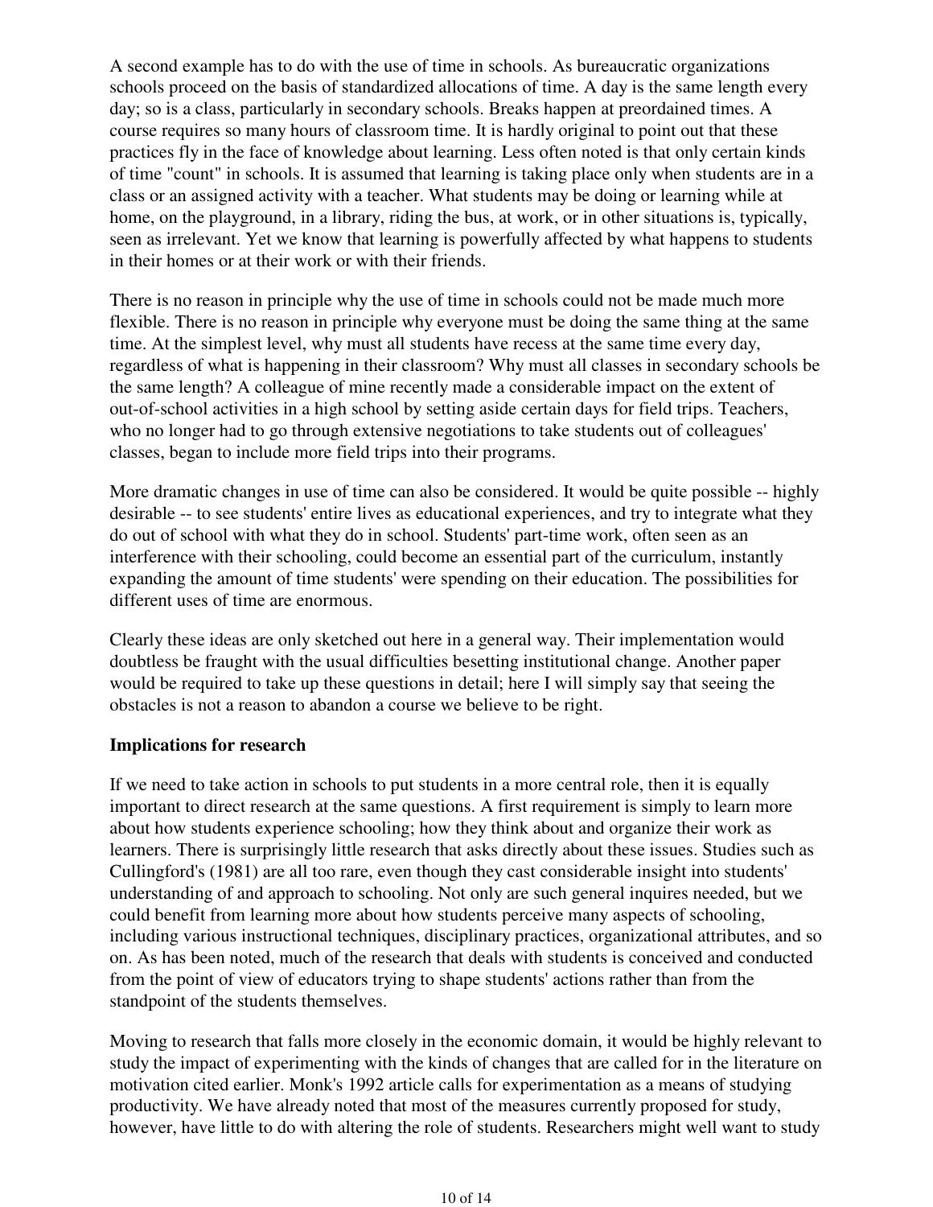A second example has to do with the use of time in schools. As bureaucratic organizations schools proceed on the basis of standardized allocations of time. A day is the same length every day; so is a class, particularly in secondary schools. Breaks happen at preordained times. A course requires so many hours of classroom time. It is hardly original to point out that these practices fly in the face of knowledge about learning. Less often noted is that only certain kinds of time "count" in schools. It is assumed that learning is taking place only when students are in a class or an assigned activity with a teacher. What students may be doing or learning while at home, on the playground, in a library, riding the bus, at work, or in other situations is, typically, seen as irrelevant. Yet we know that learning is powerfully affected by what happens to students in their homes or at their work or with their friends.

There is no reason in principle why the use of time in schools could not be made much more flexible. There is no reason in principle why everyone must be doing the same thing at the same time. At the simplest level, why must all students have recess at the same time every day, regardless of what is happening in their classroom? Why must all classes in secondary schools be the same length? A colleague of mine recently made a considerable impact on the extent of out-of-school activities in a high school by setting aside certain days for field trips. Teachers, who no longer had to go through extensive negotiations to take students out of colleagues' classes, began to include more field trips into their programs.

More dramatic changes in use of time can also be considered. It would be quite possible -- highly desirable -- to see students' entire lives as educational experiences, and try to integrate what they do out of school with what they do in school. Students' part-time work, often seen as an interference with their schooling, could become an essential part of the curriculum, instantly expanding the amount of time students' were spending on their education. The possibilities for different uses of time are enormous.

Clearly these ideas are only sketched out here in a general way. Their implementation would doubtless be fraught with the usual difficulties besetting institutional change. Another paper would be required to take up these questions in detail; here I will simply say that seeing the obstacles is not a reason to abandon a course we believe to be right.

**Implications for research**

If we need to take action in schools to put students in a more central role, then it is equally important to direct research at the same questions. A first requirement is simply to learn more about how students experience schooling; how they think about and organize their work as learners. There is surprisingly little research that asks directly about these issues. Studies such as Cullingford's (1981) are all too rare, even though they cast considerable insight into students' understanding of and approach to schooling. Not only are such general inquires needed, but we could benefit from learning more about how students perceive many aspects of schooling, including various instructional techniques, disciplinary practices, organizational attributes, and so on. As has been noted, much of the research that deals with students is conceived and conducted from the point of view of educators trying to shape students' actions rather than from the standpoint of the students themselves.

Moving to research that falls more closely in the economic domain, it would be highly relevant to study the impact of experimenting with the kinds of changes that are called for in the literature on motivation cited earlier. Monk's 1992 article calls for experimentation as a means of studying productivity. We have already noted that most of the measures currently proposed for study, however, have little to do with altering the role of students. Researchers might well want to study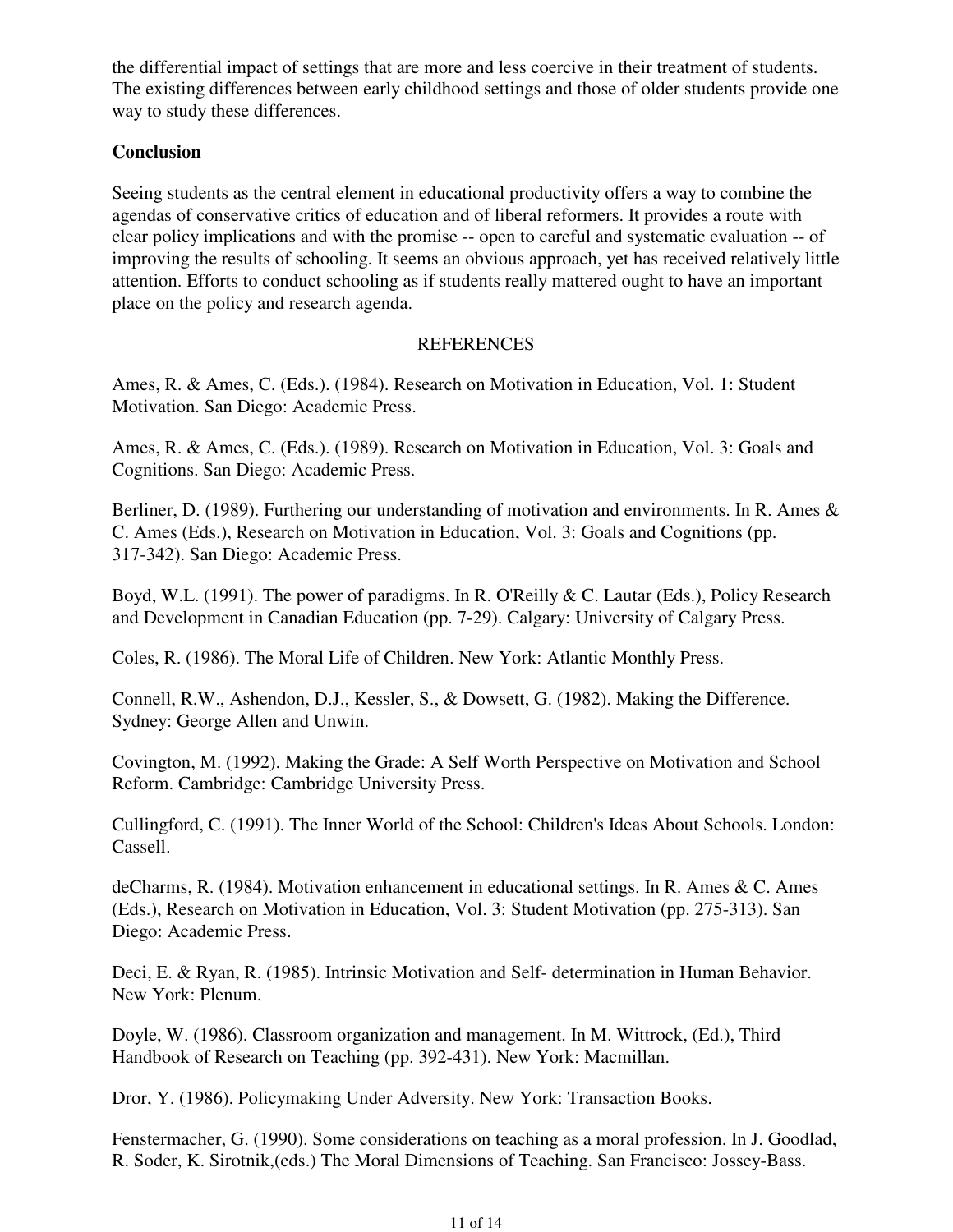the differential impact of settings that are more and less coercive in their treatment of students. The existing differences between early childhood settings and those of older students provide one way to study these differences.

## Conclusion

Seeing students as the central element in educational productivity offers a way to combine the agendas of conservative critics of education and of liberal reformers. It provides a route with clear policy implications and with the promise -- open to careful and systematic evaluation -- of improving the results of schooling. It seems an obvious approach, yet has received relatively little attention. Efforts to conduct schooling as if students really mattered ought to have an important place on the policy and research agenda.

## REFERENCES

Ames, R. & Ames, C. (Eds.). (1984). Research on Motivation in Education, Vol. 1: Student Motivation. San Diego: Academic Press.

Ames, R. & Ames, C. (Eds.). (1989). Research on Motivation in Education, Vol. 3: Goals and Cognitions. San Diego: Academic Press.

Berliner, D. (1989). Furthering our understanding of motivation and environments. In R. Ames & C. Ames (Eds.), Research on Motivation in Education, Vol. 3: Goals and Cognitions (pp. 317-342). San Diego: Academic Press.

Boyd, W.L. (1991). The power of paradigms. In R. O'Reilly & C. Lautar (Eds.), Policy Research and Development in Canadian Education (pp. 7-29). Calgary: University of Calgary Press.

Coles, R. (1986). The Moral Life of Children. New York: Atlantic Monthly Press.

Connell, R.W., Ashendon, D.J., Kessler, S., & Dowsett, G. (1982). Making the Difference. Sydney: George Allen and Unwin.

Covington, M. (1992). Making the Grade: A Self Worth Perspective on Motivation and School Reform. Cambridge: Cambridge University Press.

Cullingford, C. (1991). The Inner World of the School: Children's Ideas About Schools. London: Cassell.

deCharms, R. (1984). Motivation enhancement in educational settings. In R. Ames & C. Ames (Eds.), Research on Motivation in Education, Vol. 3: Student Motivation (pp. 275-313). San Diego: Academic Press.

Deci, E. & Ryan, R. (1985). Intrinsic Motivation and Self- determination in Human Behavior. New York: Plenum.

Doyle, W. (1986). Classroom organization and management. In M. Wittrock, (Ed.), Third Handbook of Research on Teaching (pp. 392-431). New York: Macmillan.

Dror, Y. (1986). Policymaking Under Adversity. New York: Transaction Books.

Fenstermacher, G. (1990). Some considerations on teaching as a moral profession. In J. Goodlad, R. Soder, K. Sirotnik,(eds.) The Moral Dimensions of Teaching. San Francisco: Jossey-Bass.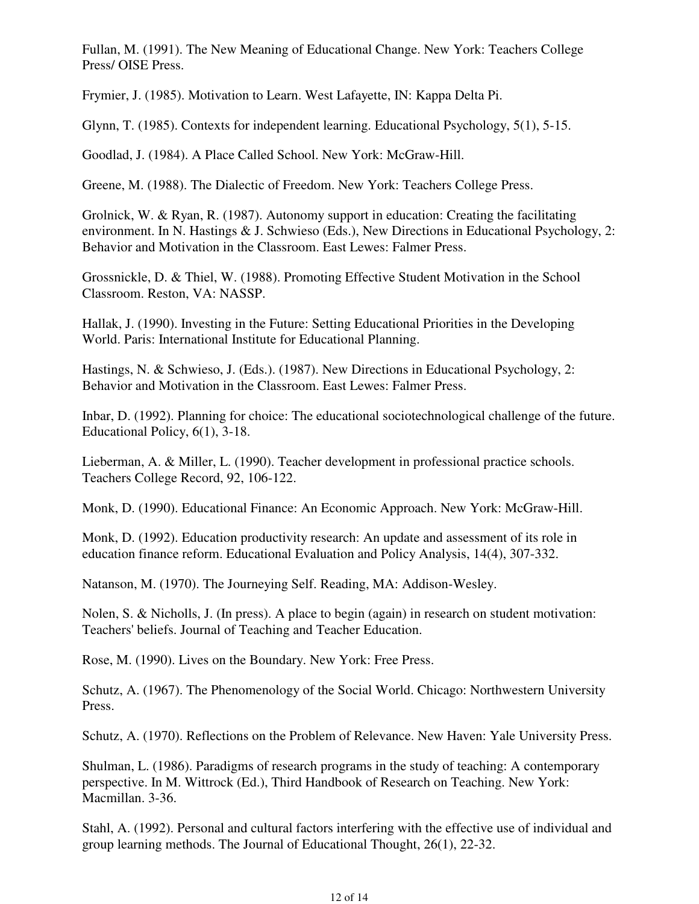Fullan, M. (1991). The New Meaning of Educational Change. New York: Teachers College Press/ OISE Press.

Frymier, J. (1985). Motivation to Learn. West Lafayette, IN: Kappa Delta Pi.

Glynn, T. (1985). Contexts for independent learning. Educational Psychology, 5(1), 5-15.

Goodlad, J. (1984). A Place Called School. New York: McGraw-Hill.

Greene, M. (1988). The Dialectic of Freedom. New York: Teachers College Press.

Grolnick, W. & Ryan, R. (1987). Autonomy support in education: Creating the facilitating environment. In N. Hastings & J. Schwieso (Eds.), New Directions in Educational Psychology, 2: Behavior and Motivation in the Classroom. East Lewes: Falmer Press.

Grossnickle, D. & Thiel, W. (1988). Promoting Effective Student Motivation in the School Classroom. Reston, VA: NASSP.

Hallak, J. (1990). Investing in the Future: Setting Educational Priorities in the Developing World. Paris: International Institute for Educational Planning.

Hastings, N. & Schwieso, J. (Eds.). (1987). New Directions in Educational Psychology, 2: Behavior and Motivation in the Classroom. East Lewes: Falmer Press.

Inbar, D. (1992). Planning for choice: The educational sociotechnological challenge of the future. Educational Policy, 6(1), 3-18.

Lieberman, A. & Miller, L. (1990). Teacher development in professional practice schools. Teachers College Record, 92, 106-122.

Monk, D. (1990). Educational Finance: An Economic Approach. New York: McGraw-Hill.

Monk, D. (1992). Education productivity research: An update and assessment of its role in education finance reform. Educational Evaluation and Policy Analysis, 14(4), 307-332.

Natanson, M. (1970). The Journeying Self. Reading, MA: Addison-Wesley.

Nolen, S. & Nicholls, J. (In press). A place to begin (again) in research on student motivation: Teachers' beliefs. Journal of Teaching and Teacher Education.

Rose, M. (1990). Lives on the Boundary. New York: Free Press.

Schutz, A. (1967). The Phenomenology of the Social World. Chicago: Northwestern University Press.

Schutz, A. (1970). Reflections on the Problem of Relevance. New Haven: Yale University Press.

Shulman, L. (1986). Paradigms of research programs in the study of teaching: A contemporary perspective. In M. Wittrock (Ed.), Third Handbook of Research on Teaching. New York: Macmillan. 3-36.

Stahl, A. (1992). Personal and cultural factors interfering with the effective use of individual and group learning methods. The Journal of Educational Thought, 26(1), 22-32.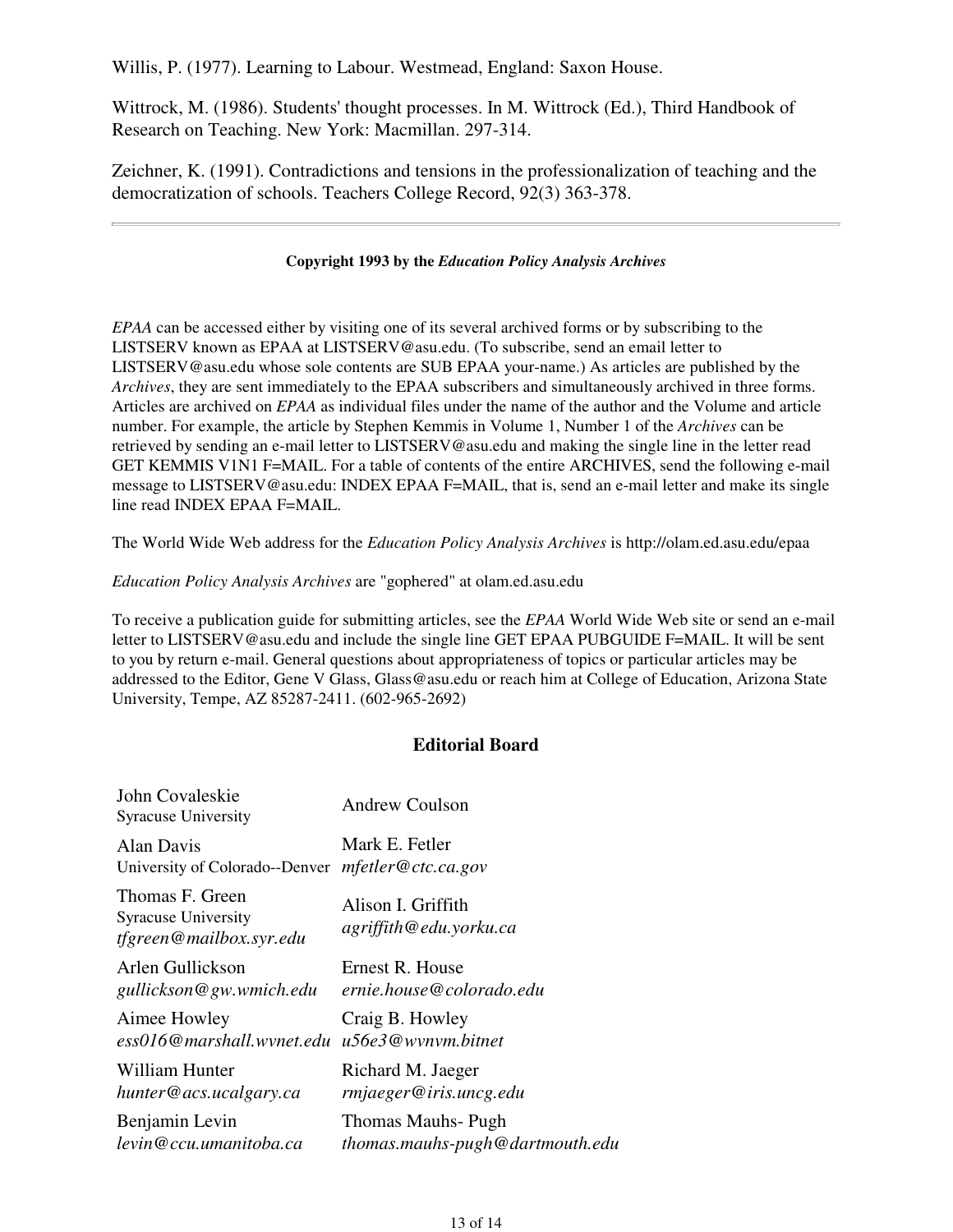Willis, P. (1977). Learning to Labour. Westmead, England: Saxon House.

Wittrock, M. (1986). Students' thought processes. In M. Wittrock (Ed.), Third Handbook of Research on Teaching. New York: Macmillan. 297-314.

Zeichner, K. (1991). Contradictions and tensions in the professionalization of teaching and the democratization of schools. Teachers College Record, 92(3) 363-378.

---

**Copyright 1993 by the *Education Policy Analysis Archives***

*EPAA* can be accessed either by visiting one of its several archived forms or by subscribing to the LISTSERV known as EPAA at LISTSERV@asu.edu. (To subscribe, send an email letter to LISTSERV@asu.edu whose sole contents are SUB EPAA your-name.) As articles are published by the *Archives*, they are sent immediately to the EPAA subscribers and simultaneously archived in three forms. Articles are archived on *EPAA* as individual files under the name of the author and the Volume and article number. For example, the article by Stephen Kemmis in Volume 1, Number 1 of the *Archives* can be retrieved by sending an e-mail letter to LISTSERV@asu.edu and making the single line in the letter read GET KEMMIS V1N1 F=MAIL. For a table of contents of the entire ARCHIVES, send the following e-mail message to LISTSERV@asu.edu: INDEX EPAA F=MAIL, that is, send an e-mail letter and make its single line read INDEX EPAA F=MAIL.

The World Wide Web address for the *Education Policy Analysis Archives* is http://olam.ed.asu.edu/epaa

*Education Policy Analysis Archives* are "gophered" at olam.ed.asu.edu

To receive a publication guide for submitting articles, see the *EPAA* World Wide Web site or send an e-mail letter to LISTSERV@asu.edu and include the single line GET EPAA PUBGUIDE F=MAIL. It will be sent to you by return e-mail. General questions about appropriateness of topics or particular articles may be addressed to the Editor, Gene V Glass, Glass@asu.edu or reach him at College of Education, Arizona State University, Tempe, AZ 85287-2411. (602-965-2692)

## Editorial Board

| | |
|---|---|
| John Covaleskie<br>Syracuse University | Andrew Coulson |
| Alan Davis<br>University of Colorado--Denver | Mark E. Fetler<br>*mfetler@ctc.ca.gov* |
| Thomas F. Green<br>Syracuse University<br>*tfgreen@mailbox.syr.edu* | Alison I. Griffith<br>*agriffith@edu.yorku.ca* |
| Arlen Gullickson<br>*gullickson@gw.wmich.edu* | Ernest R. House<br>*ernie.house@colorado.edu* |
| Aimee Howley<br>*ess016@marshall.wvnet.edu* | Craig B. Howley<br>*u56e3@wvnvm.bitnet* |
| William Hunter<br>*hunter@acs.ucalgary.ca* | Richard M. Jaeger<br>*rmjaeger@iris.uncg.edu* |
| Benjamin Levin<br>*levin@ccu.umanitoba.ca* | Thomas Mauhs- Pugh<br>*thomas.mauhs-pugh@dartmouth.edu* |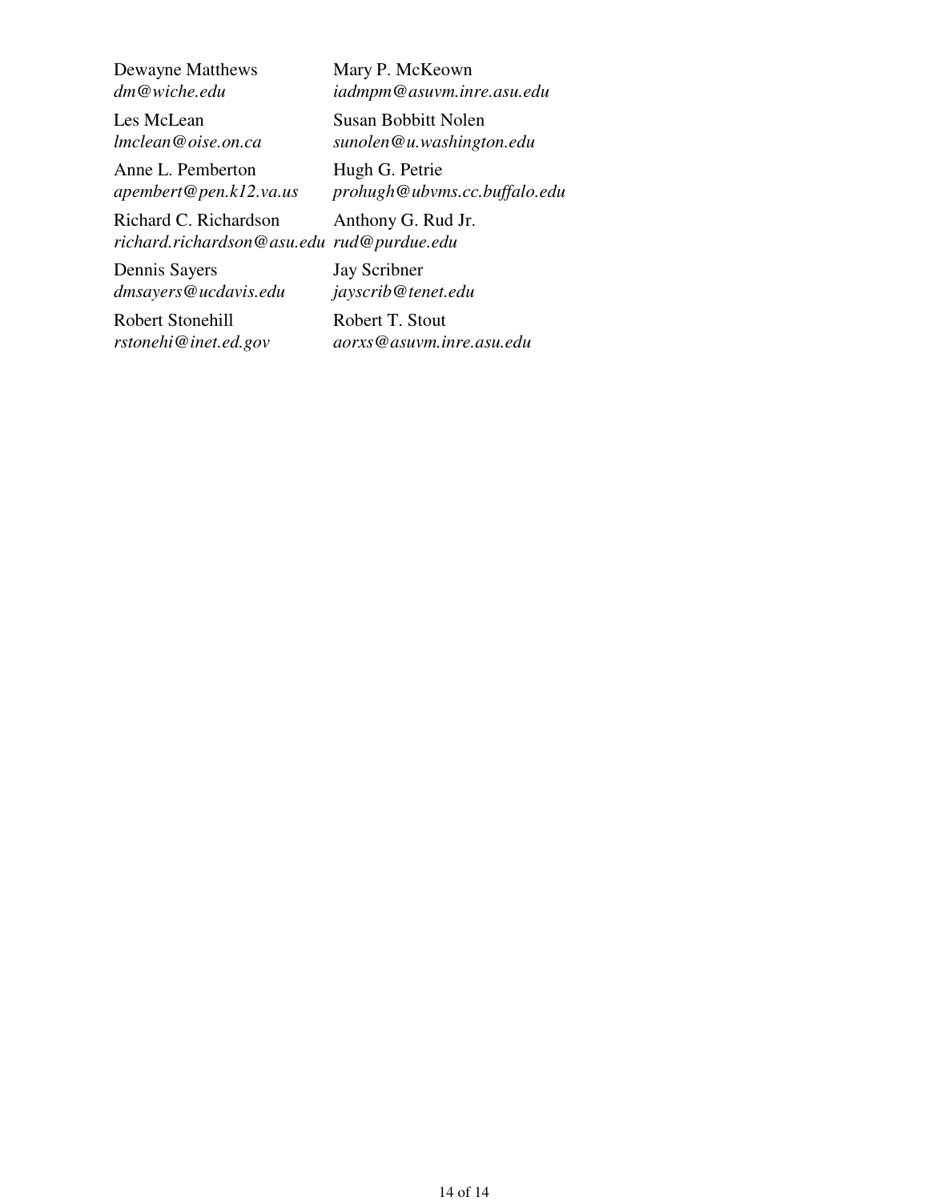Dewayne Matthews
*dm@wiche.edu*

Mary P. McKeown
*iadmpm@asuvm.inre.asu.edu*

Les McLean
*lmclean@oise.on.ca*

Susan Bobbitt Nolen
*sunolen@u.washington.edu*

Anne L. Pemberton
*apembert@pen.k12.va.us*

Hugh G. Petrie
*prohugh@ubvms.cc.buffalo.edu*

Richard C. Richardson
*richard.richardson@asu.edu*

Anthony G. Rud Jr.
*rud@purdue.edu*

Dennis Sayers
*dmsayers@ucdavis.edu*

Jay Scribner
*jayscrib@tenet.edu*

Robert Stonehill
*rstonehi@inet.ed.gov*

Robert T. Stout
*aorxs@asuvm.inre.asu.edu*